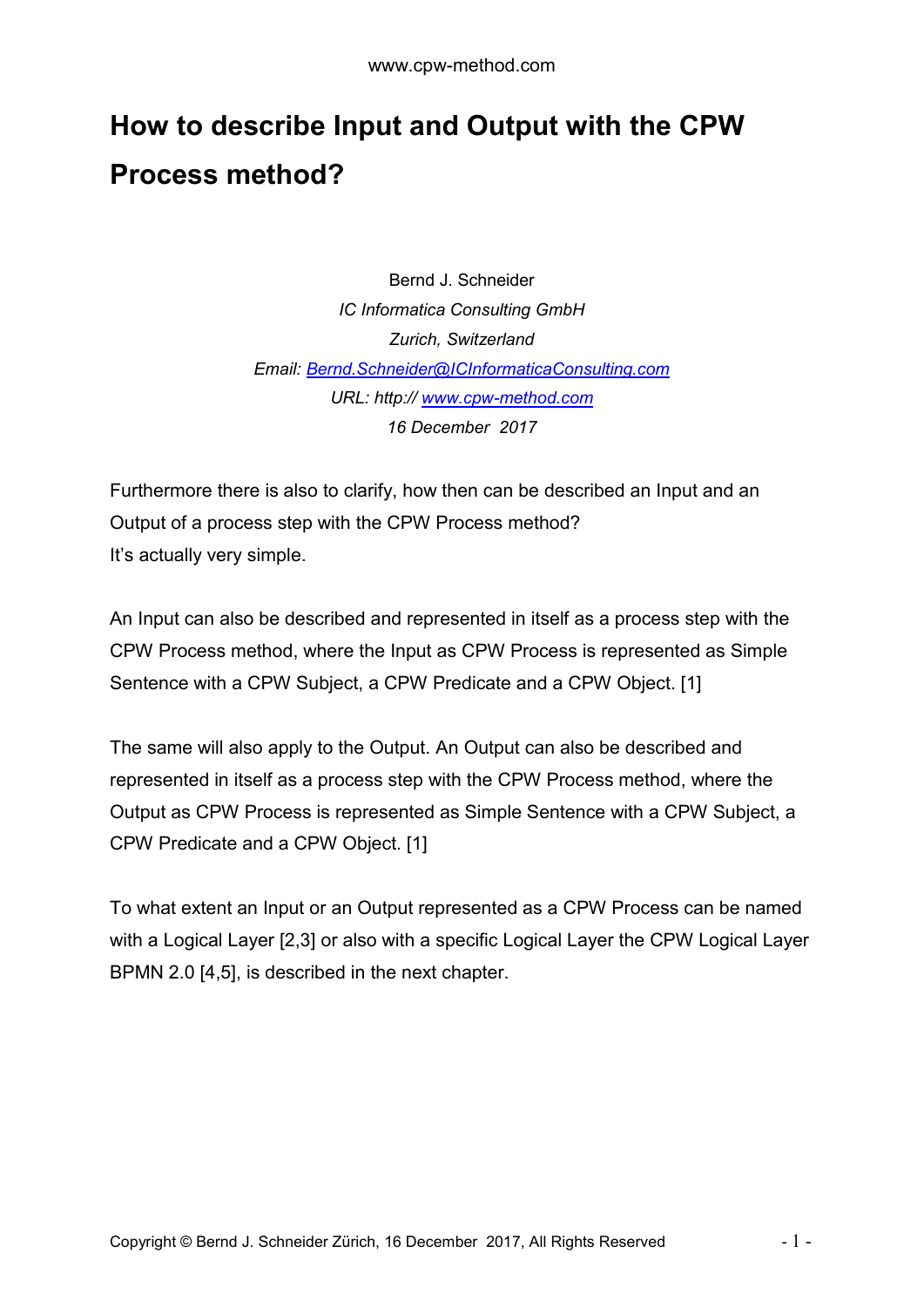# How to describe Input and Output with the CPW Process method?

Bernd J. Schneider
*IC Informatica Consulting GmbH*
*Zurich, Switzerland*
*Email: [Bernd.Schneider@ICInformaticaConsulting.com](mailto:Bernd.Schneider@ICInformaticaConsulting.com)*
*URL: http:// [www.cpw-method.com](http://www.cpw-method.com)*
*16 December 2017*

Furthermore there is also to clarify, how then can be described an Input and an Output of a process step with the CPW Process method?
It's actually very simple.

An Input can also be described and represented in itself as a process step with the CPW Process method, where the Input as CPW Process is represented as Simple Sentence with a CPW Subject, a CPW Predicate and a CPW Object. [1]

The same will also apply to the Output. An Output can also be described and represented in itself as a process step with the CPW Process method, where the Output as CPW Process is represented as Simple Sentence with a CPW Subject, a CPW Predicate and a CPW Object. [1]

To what extent an Input or an Output represented as a CPW Process can be named with a Logical Layer [2,3] or also with a specific Logical Layer the CPW Logical Layer BPMN 2.0 [4,5], is described in the next chapter.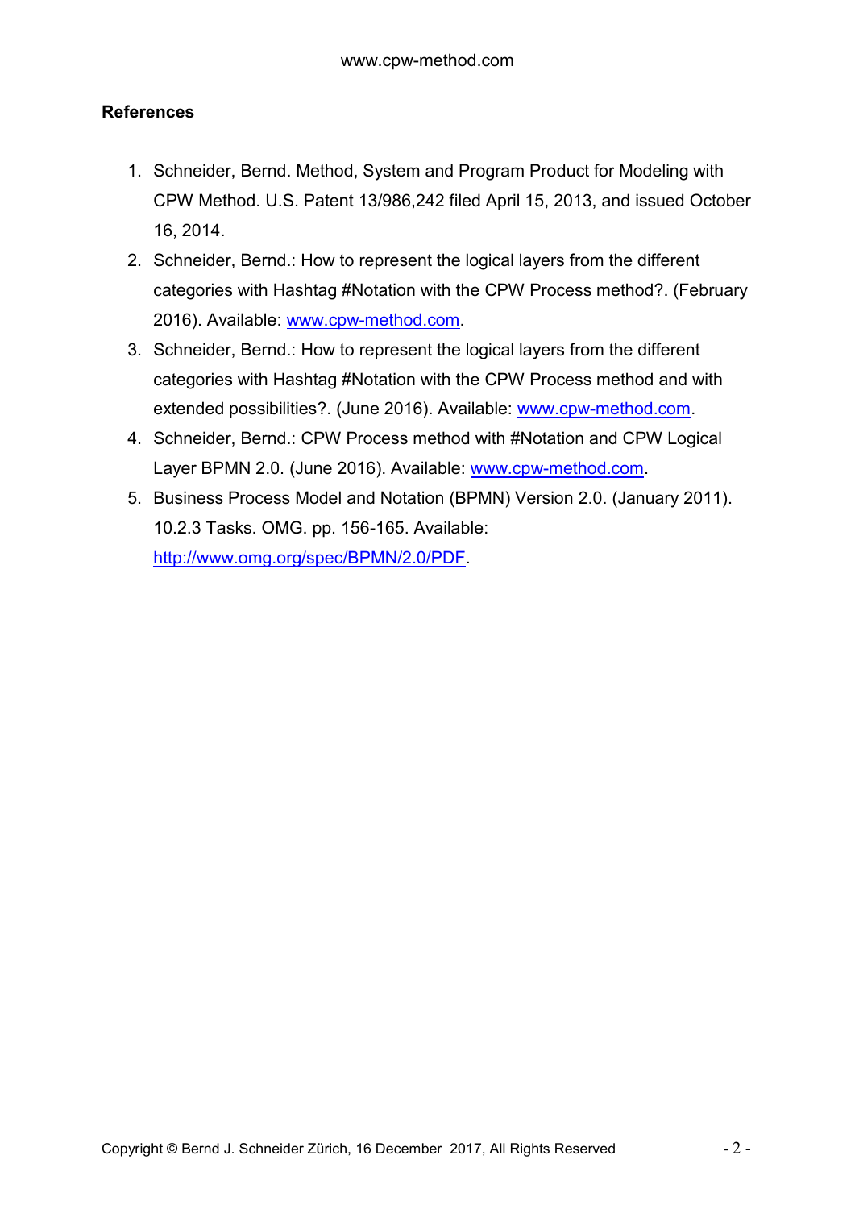**References**

1. Schneider, Bernd. Method, System and Program Product for Modeling with CPW Method. U.S. Patent 13/986,242 filed April 15, 2013, and issued October 16, 2014.
2. Schneider, Bernd.: How to represent the logical layers from the different categories with Hashtag #Notation with the CPW Process method?. (February 2016). Available: www.cpw-method.com.
3. Schneider, Bernd.: How to represent the logical layers from the different categories with Hashtag #Notation with the CPW Process method and with extended possibilities?. (June 2016). Available: www.cpw-method.com.
4. Schneider, Bernd.: CPW Process method with #Notation and CPW Logical Layer BPMN 2.0. (June 2016). Available: www.cpw-method.com.
5. Business Process Model and Notation (BPMN) Version 2.0. (January 2011). 10.2.3 Tasks. OMG. pp. 156-165. Available: http://www.omg.org/spec/BPMN/2.0/PDF.

Copyright © Bernd J. Schneider Zürich, 16 December 2017, All Rights Reserved